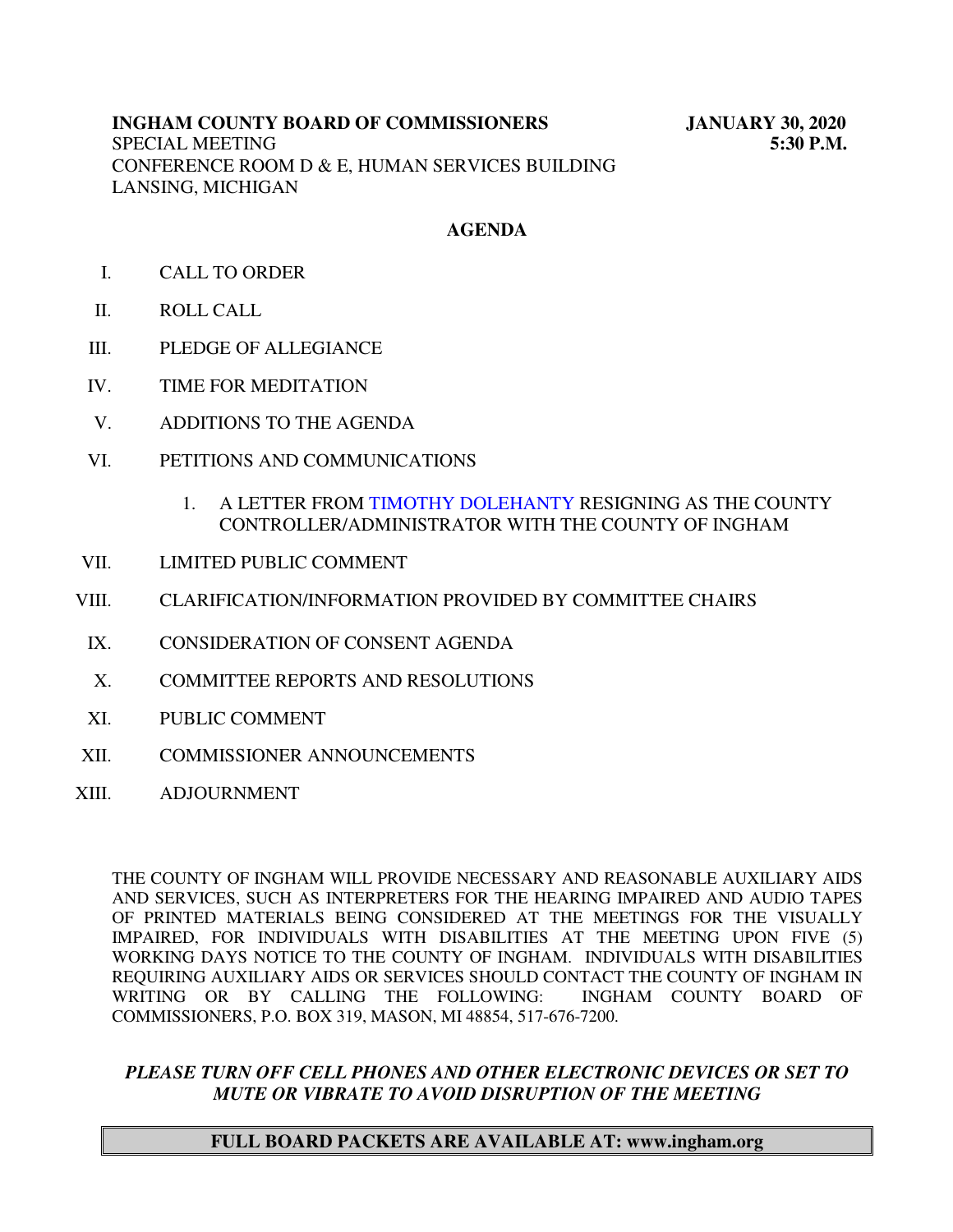**INGHAM COUNTY BOARD OF COMMISSIONERS** **JANUARY 30, 2020**
SPECIAL MEETING **5:30 P.M.**
CONFERENCE ROOM D & E, HUMAN SERVICES BUILDING
LANSING, MICHIGAN

## AGENDA

I. CALL TO ORDER

II. ROLL CALL

III. PLEDGE OF ALLEGIANCE

IV. TIME FOR MEDITATION

V. ADDITIONS TO THE AGENDA

VI. PETITIONS AND COMMUNICATIONS

1. A LETTER FROM TIMOTHY DOLEHANTY RESIGNING AS THE COUNTY CONTROLLER/ADMINISTRATOR WITH THE COUNTY OF INGHAM

VII. LIMITED PUBLIC COMMENT

VIII. CLARIFICATION/INFORMATION PROVIDED BY COMMITTEE CHAIRS

IX. CONSIDERATION OF CONSENT AGENDA

X. COMMITTEE REPORTS AND RESOLUTIONS

XI. PUBLIC COMMENT

XII. COMMISSIONER ANNOUNCEMENTS

XIII. ADJOURNMENT

THE COUNTY OF INGHAM WILL PROVIDE NECESSARY AND REASONABLE AUXILIARY AIDS AND SERVICES, SUCH AS INTERPRETERS FOR THE HEARING IMPAIRED AND AUDIO TAPES OF PRINTED MATERIALS BEING CONSIDERED AT THE MEETINGS FOR THE VISUALLY IMPAIRED, FOR INDIVIDUALS WITH DISABILITIES AT THE MEETING UPON FIVE (5) WORKING DAYS NOTICE TO THE COUNTY OF INGHAM. INDIVIDUALS WITH DISABILITIES REQUIRING AUXILIARY AIDS OR SERVICES SHOULD CONTACT THE COUNTY OF INGHAM IN WRITING OR BY CALLING THE FOLLOWING: INGHAM COUNTY BOARD OF COMMISSIONERS, P.O. BOX 319, MASON, MI 48854, 517-676-7200.

***PLEASE TURN OFF CELL PHONES AND OTHER ELECTRONIC DEVICES OR SET TO MUTE OR VIBRATE TO AVOID DISRUPTION OF THE MEETING***

**FULL BOARD PACKETS ARE AVAILABLE AT: www.ingham.org**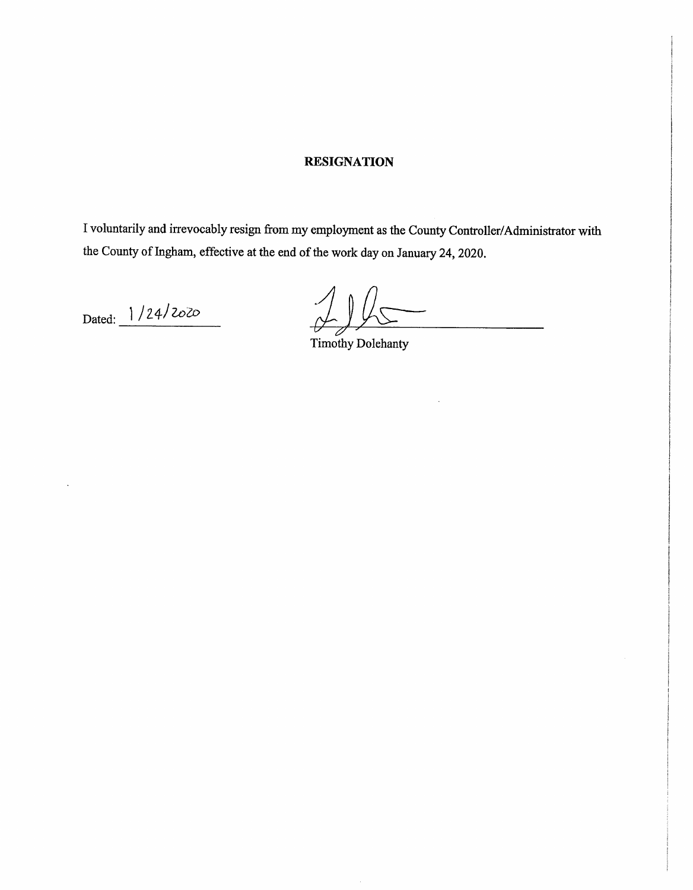# RESIGNATION

I voluntarily and irrevocably resign from my employment as the County Controller/Administrator with the County of Ingham, effective at the end of the work day on January 24, 2020.

Dated: 1/24/2020

Timothy Dolehanty